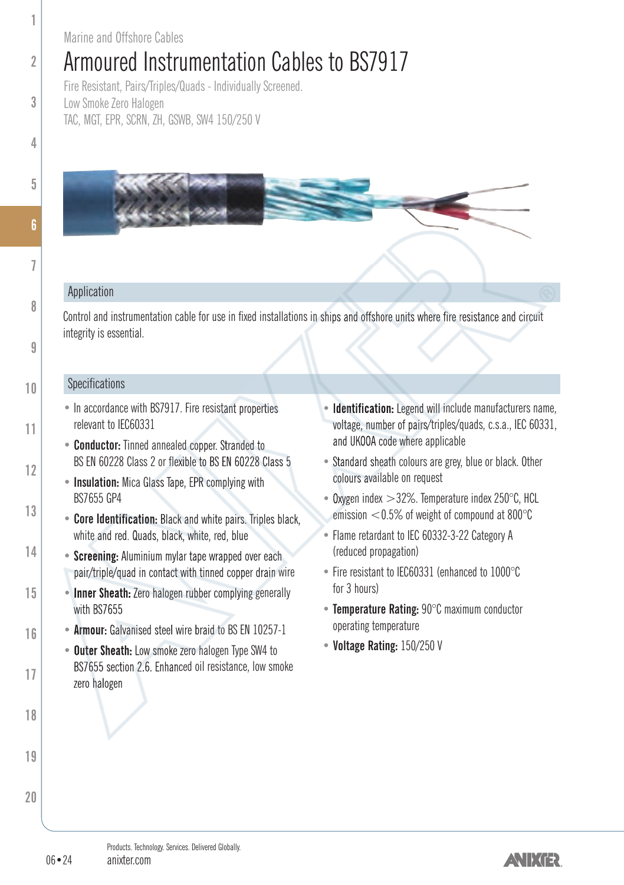Marine and Offshore Cables

# Armoured Instrumentation Cables to BS7917

Fire Resistant, Pairs/Triples/Quads - Individually Screened.
Low Smoke Zero Halogen
TAC, MGT, EPR, SCRN, ZH, GSWB, SW4 150/250 V

## Application

Control and instrumentation cable for use in fixed installations in ships and offshore units where fire resistance and circuit integrity is essential.

## Specifications

- In accordance with BS7917. Fire resistant properties relevant to IEC60331
- **Conductor:** Tinned annealed copper. Stranded to BS EN 60228 Class 2 or flexible to BS EN 60228 Class 5
- **Insulation:** Mica Glass Tape, EPR complying with BS7655 GP4
- **Core Identification:** Black and white pairs. Triples black, white and red. Quads, black, white, red, blue
- **Screening:** Aluminium mylar tape wrapped over each pair/triple/quad in contact with tinned copper drain wire
- **Inner Sheath:** Zero halogen rubber complying generally with BS7655
- **Armour:** Galvanised steel wire braid to BS EN 10257-1
- **Outer Sheath:** Low smoke zero halogen Type SW4 to BS7655 section 2.6. Enhanced oil resistance, low smoke zero halogen
- **Identification:** Legend will include manufacturers name, voltage, number of pairs/triples/quads, c.s.a., IEC 60331, and UKOOA code where applicable
- Standard sheath colours are grey, blue or black. Other colours available on request
- Oxygen index >32%. Temperature index 250°C, HCL emission <0.5% of weight of compound at 800°C
- Flame retardant to IEC 60332-3-22 Category A (reduced propagation)
- Fire resistant to IEC60331 (enhanced to 1000°C for 3 hours)
- **Temperature Rating:** 90°C maximum conductor operating temperature
- **Voltage Rating:** 150/250 V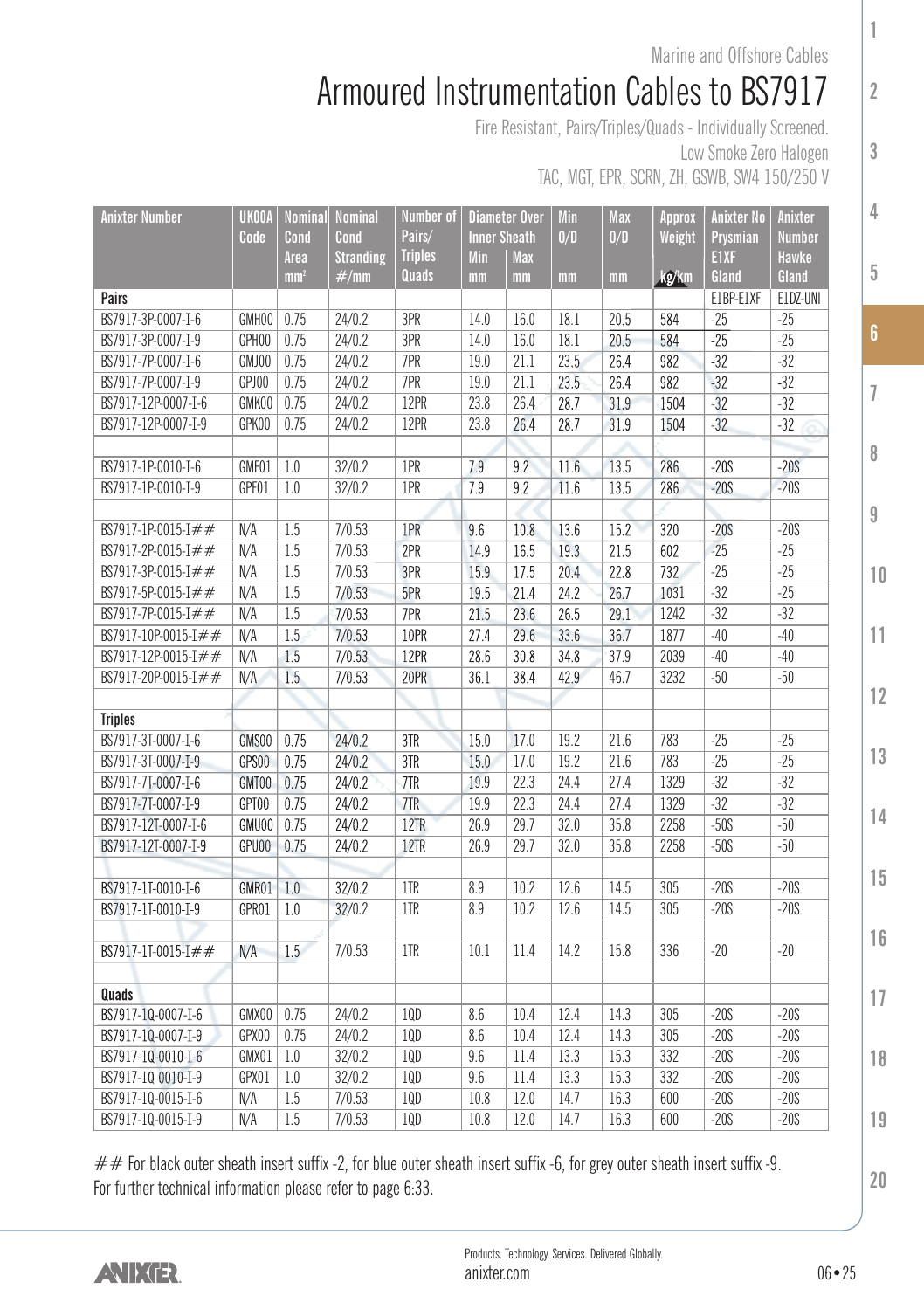Marine and Offshore Cables

# Armoured Instrumentation Cables to BS7917

Fire Resistant, Pairs/Triples/Quads - Individually Screened.
Low Smoke Zero Halogen
TAC, MGT, EPR, SCRN, ZH, GSWB, SW4 150/250 V

| Anixter Number | UKOOA Code | Nominal Cond Area mm² | Nominal Cond Stranding #/mm | Number of Pairs/ Triples Quads | Diameter Over Inner Sheath Min mm | Diameter Over Inner Sheath Max mm | Min O/D mm | Max O/D mm | Approx Weight kg/km | Anixter No Prysmian E1XF Gland | Anixter Number Hawke Gland |
|---|---|---|---|---|---|---|---|---|---|---|---|
| **Pairs** | | | | | | | | | | E1BP-E1XF | E1DZ-UNI |
| BS7917-3P-0007-I-6 | GMH00 | 0.75 | 24/0.2 | 3PR | 14.0 | 16.0 | 18.1 | 20.5 | 584 | -25 | -25 |
| BS7917-3P-0007-I-9 | GPH00 | 0.75 | 24/0.2 | 3PR | 14.0 | 16.0 | 18.1 | 20.5 | 584 | -25 | -25 |
| BS7917-7P-0007-I-6 | GMJ00 | 0.75 | 24/0.2 | 7PR | 19.0 | 21.1 | 23.5 | 26.4 | 982 | -32 | -32 |
| BS7917-7P-0007-I-9 | GPJ00 | 0.75 | 24/0.2 | 7PR | 19.0 | 21.1 | 23.5 | 26.4 | 982 | -32 | -32 |
| BS7917-12P-0007-I-6 | GMK00 | 0.75 | 24/0.2 | 12PR | 23.8 | 26.4 | 28.7 | 31.9 | 1504 | -32 | -32 |
| BS7917-12P-0007-I-9 | GPK00 | 0.75 | 24/0.2 | 12PR | 23.8 | 26.4 | 28.7 | 31.9 | 1504 | -32 | -32 |
| | | | | | | | | | | | |
| BS7917-1P-0010-I-6 | GMF01 | 1.0 | 32/0.2 | 1PR | 7.9 | 9.2 | 11.6 | 13.5 | 286 | -20S | -20S |
| BS7917-1P-0010-I-9 | GPF01 | 1.0 | 32/0.2 | 1PR | 7.9 | 9.2 | 11.6 | 13.5 | 286 | -20S | -20S |
| | | | | | | | | | | | |
| BS7917-1P-0015-I## | N/A | 1.5 | 7/0.53 | 1PR | 9.6 | 10.8 | 13.6 | 15.2 | 320 | -20S | -20S |
| BS7917-2P-0015-I## | N/A | 1.5 | 7/0.53 | 2PR | 14.9 | 16.5 | 19.3 | 21.5 | 602 | -25 | -25 |
| BS7917-3P-0015-I## | N/A | 1.5 | 7/0.53 | 3PR | 15.9 | 17.5 | 20.4 | 22.8 | 732 | -25 | -25 |
| BS7917-5P-0015-I## | N/A | 1.5 | 7/0.53 | 5PR | 19.5 | 21.4 | 24.2 | 26.7 | 1031 | -32 | -25 |
| BS7917-7P-0015-I## | N/A | 1.5 | 7/0.53 | 7PR | 21.5 | 23.6 | 26.5 | 29.1 | 1242 | -32 | -32 |
| BS7917-10P-0015-I## | N/A | 1.5 | 7/0.53 | 10PR | 27.4 | 29.6 | 33.6 | 36.7 | 1877 | -40 | -40 |
| BS7917-12P-0015-I## | N/A | 1.5 | 7/0.53 | 12PR | 28.6 | 30.8 | 34.8 | 37.9 | 2039 | -40 | -40 |
| BS7917-20P-0015-I## | N/A | 1.5 | 7/0.53 | 20PR | 36.1 | 38.4 | 42.9 | 46.7 | 3232 | -50 | -50 |
| | | | | | | | | | | | |
| **Triples** | | | | | | | | | | | |
| BS7917-3T-0007-I-6 | GMS00 | 0.75 | 24/0.2 | 3TR | 15.0 | 17.0 | 19.2 | 21.6 | 783 | -25 | -25 |
| BS7917-3T-0007-I-9 | GPS00 | 0.75 | 24/0.2 | 3TR | 15.0 | 17.0 | 19.2 | 21.6 | 783 | -25 | -25 |
| BS7917-7T-0007-I-6 | GMT00 | 0.75 | 24/0.2 | 7TR | 19.9 | 22.3 | 24.4 | 27.4 | 1329 | -32 | -32 |
| BS7917-7T-0007-I-9 | GPT00 | 0.75 | 24/0.2 | 7TR | 19.9 | 22.3 | 24.4 | 27.4 | 1329 | -32 | -32 |
| BS7917-12T-0007-I-6 | GMU00 | 0.75 | 24/0.2 | 12TR | 26.9 | 29.7 | 32.0 | 35.8 | 2258 | -50S | -50 |
| BS7917-12T-0007-I-9 | GPU00 | 0.75 | 24/0.2 | 12TR | 26.9 | 29.7 | 32.0 | 35.8 | 2258 | -50S | -50 |
| | | | | | | | | | | | |
| BS7917-1T-0010-I-6 | GMR01 | 1.0 | 32/0.2 | 1TR | 8.9 | 10.2 | 12.6 | 14.5 | 305 | -20S | -20S |
| BS7917-1T-0010-I-9 | GPR01 | 1.0 | 32/0.2 | 1TR | 8.9 | 10.2 | 12.6 | 14.5 | 305 | -20S | -20S |
| | | | | | | | | | | | |
| BS7917-1T-0015-I## | N/A | 1.5 | 7/0.53 | 1TR | 10.1 | 11.4 | 14.2 | 15.8 | 336 | -20 | -20 |
| | | | | | | | | | | | |
| **Quads** | | | | | | | | | | | |
| BS7917-1Q-0007-I-6 | GMX00 | 0.75 | 24/0.2 | 1QD | 8.6 | 10.4 | 12.4 | 14.3 | 305 | -20S | -20S |
| BS7917-1Q-0007-I-9 | GPX00 | 0.75 | 24/0.2 | 1QD | 8.6 | 10.4 | 12.4 | 14.3 | 305 | -20S | -20S |
| BS7917-1Q-0010-I-6 | GMX01 | 1.0 | 32/0.2 | 1QD | 9.6 | 11.4 | 13.3 | 15.3 | 332 | -20S | -20S |
| BS7917-1Q-0010-I-9 | GPX01 | 1.0 | 32/0.2 | 1QD | 9.6 | 11.4 | 13.3 | 15.3 | 332 | -20S | -20S |
| BS7917-1Q-0015-I-6 | N/A | 1.5 | 7/0.53 | 1QD | 10.8 | 12.0 | 14.7 | 16.3 | 600 | -20S | -20S |
| BS7917-1Q-0015-I-9 | N/A | 1.5 | 7/0.53 | 1QD | 10.8 | 12.0 | 14.7 | 16.3 | 600 | -20S | -20S |

## For black outer sheath insert suffix -2, for blue outer sheath insert suffix -6, for grey outer sheath insert suffix -9.
For further technical information please refer to page 6:33.

Products. Technology. Services. Delivered Globally.
anixter.com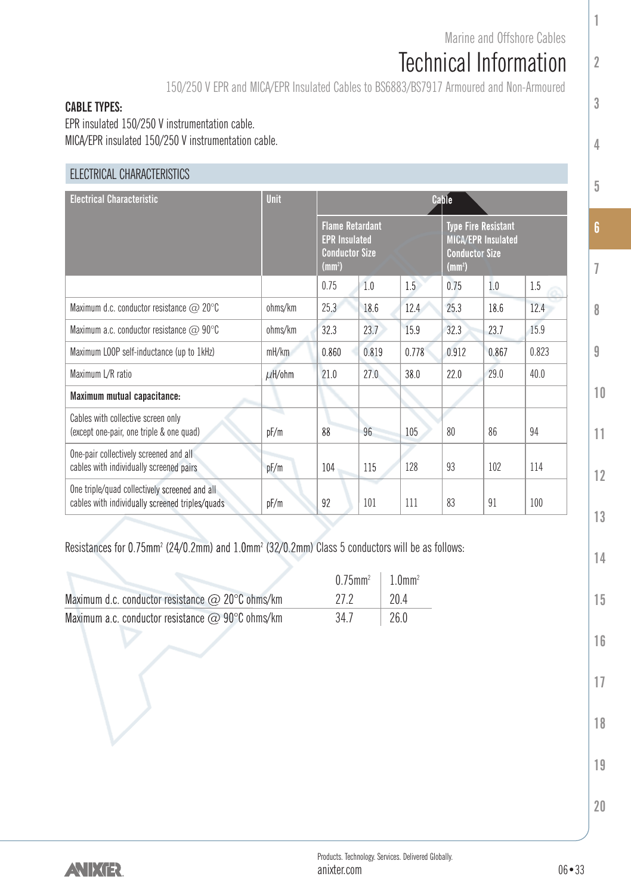Marine and Offshore Cables

# Technical Information

150/250 V EPR and MICA/EPR Insulated Cables to BS6883/BS7917 Armoured and Non-Armoured

**CABLE TYPES:**

EPR insulated 150/250 V instrumentation cable.

MICA/EPR insulated 150/250 V instrumentation cable.

## ELECTRICAL CHARACTERISTICS

| Electrical Characteristic | Unit | Cable | | | | | |
|---|---|---|---|---|---|---|---|
| | | Flame Retardant EPR Insulated Conductor Size ($mm^2$) | | | Type Fire Resistant MICA/EPR Insulated Conductor Size ($mm^2$) | | |
| | | 0.75 | 1.0 | 1.5 | 0.75 | 1.0 | 1.5 |
| Maximum d.c. conductor resistance @ 20°C | ohms/km | 25.3 | 18.6 | 12.4 | 25.3 | 18.6 | 12.4 |
| Maximum a.c. conductor resistance @ 90°C | ohms/km | 32.3 | 23.7 | 15.9 | 32.3 | 23.7 | 15.9 |
| Maximum LOOP self-inductance (up to 1kHz) | mH/km | 0.860 | 0.819 | 0.778 | 0.912 | 0.867 | 0.823 |
| Maximum L/R ratio | μH/ohm | 21.0 | 27.0 | 38.0 | 22.0 | 29.0 | 40.0 |
| **Maximum mutual capacitance:** | | | | | | | |
| Cables with collective screen only (except one-pair, one triple & one quad) | pF/m | 88 | 96 | 105 | 80 | 86 | 94 |
| One-pair collectively screened and all cables with individually screened pairs | pF/m | 104 | 115 | 128 | 93 | 102 | 114 |
| One triple/quad collectively screened and all cables with individually screened triples/quads | pF/m | 92 | 101 | 111 | 83 | 91 | 100 |

Resistances for 0.75mm² (24/0.2mm) and 1.0mm² (32/0.2mm) Class 5 conductors will be as follows:

| | 0.75mm² | 1.0mm² |
|---|---|---|
| Maximum d.c. conductor resistance @ 20°C ohms/km | 27.2 | 20.4 |
| Maximum a.c. conductor resistance @ 90°C ohms/km | 34.7 | 26.0 |

Products. Technology. Services. Delivered Globally.

anixter.com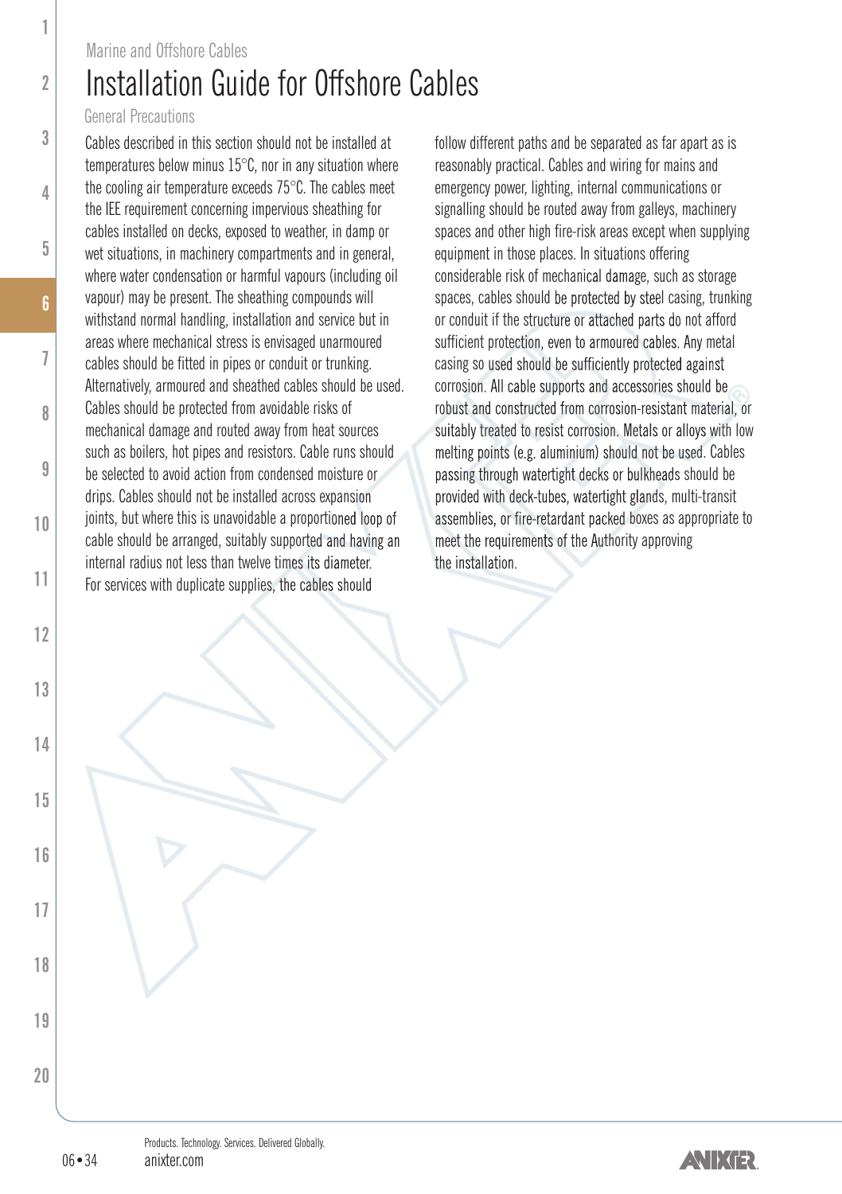Marine and Offshore Cables

# Installation Guide for Offshore Cables

## General Precautions

Cables described in this section should not be installed at temperatures below minus 15°C, nor in any situation where the cooling air temperature exceeds 75°C. The cables meet the IEE requirement concerning impervious sheathing for cables installed on decks, exposed to weather, in damp or wet situations, in machinery compartments and in general, where water condensation or harmful vapours (including oil vapour) may be present. The sheathing compounds will withstand normal handling, installation and service but in areas where mechanical stress is envisaged unarmoured cables should be fitted in pipes or conduit or trunking. Alternatively, armoured and sheathed cables should be used. Cables should be protected from avoidable risks of mechanical damage and routed away from heat sources such as boilers, hot pipes and resistors. Cable runs should be selected to avoid action from condensed moisture or drips. Cables should not be installed across expansion joints, but where this is unavoidable a proportioned loop of cable should be arranged, suitably supported and having an internal radius not less than twelve times its diameter. For services with duplicate supplies, the cables should follow different paths and be separated as far apart as is reasonably practical. Cables and wiring for mains and emergency power, lighting, internal communications or signalling should be routed away from galleys, machinery spaces and other high fire-risk areas except when supplying equipment in those places. In situations offering considerable risk of mechanical damage, such as storage spaces, cables should be protected by steel casing, trunking or conduit if the structure or attached parts do not afford sufficient protection, even to armoured cables. Any metal casing so used should be sufficiently protected against corrosion. All cable supports and accessories should be robust and constructed from corrosion-resistant material, or suitably treated to resist corrosion. Metals or alloys with low melting points (e.g. aluminium) should not be used. Cables passing through watertight decks or bulkheads should be provided with deck-tubes, watertight glands, multi-transit assemblies, or fire-retardant packed boxes as appropriate to meet the requirements of the Authority approving the installation.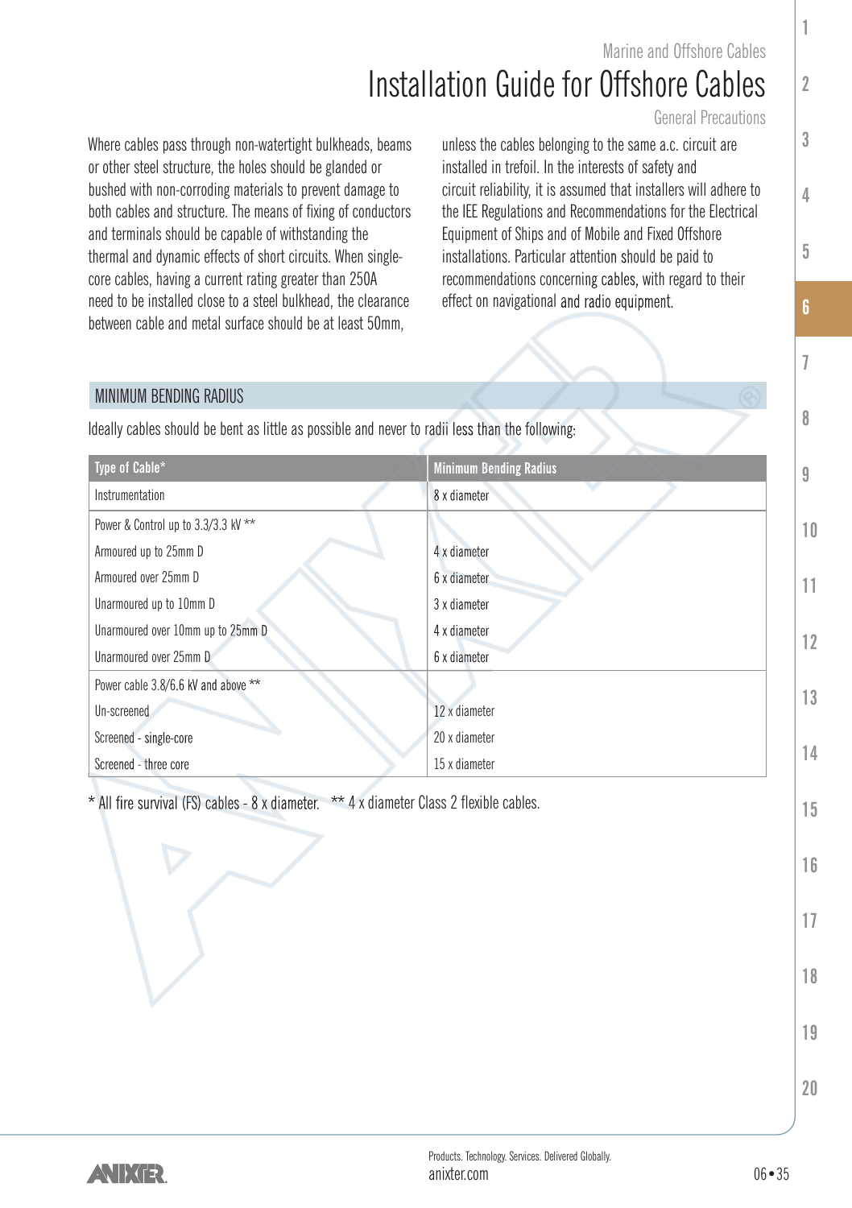Marine and Offshore Cables

# Installation Guide for Offshore Cables

General Precautions

Where cables pass through non-watertight bulkheads, beams or other steel structure, the holes should be glanded or bushed with non-corroding materials to prevent damage to both cables and structure. The means of fixing of conductors and terminals should be capable of withstanding the thermal and dynamic effects of short circuits. When single-core cables, having a current rating greater than 250A need to be installed close to a steel bulkhead, the clearance between cable and metal surface should be at least 50mm, unless the cables belonging to the same a.c. circuit are installed in trefoil. In the interests of safety and circuit reliability, it is assumed that installers will adhere to the IEE Regulations and Recommendations for the Electrical Equipment of Ships and of Mobile and Fixed Offshore installations. Particular attention should be paid to recommendations concerning cables, with regard to their effect on navigational and radio equipment.

## MINIMUM BENDING RADIUS

Ideally cables should be bent as little as possible and never to radii less than the following:

| Type of Cable* | Minimum Bending Radius |
|---|---|
| Instrumentation | 8 x diameter |
| Power & Control up to 3.3/3.3 kV ** | |
| Armoured up to 25mm D | 4 x diameter |
| Armoured over 25mm D | 6 x diameter |
| Unarmoured up to 10mm D | 3 x diameter |
| Unarmoured over 10mm up to 25mm D | 4 x diameter |
| Unarmoured over 25mm D | 6 x diameter |
| Power cable 3.8/6.6 kV and above ** | |
| Un-screened | 12 x diameter |
| Screened - single-core | 20 x diameter |
| Screened - three core | 15 x diameter |

* All fire survival (FS) cables - 8 x diameter. ** 4 x diameter Class 2 flexible cables.